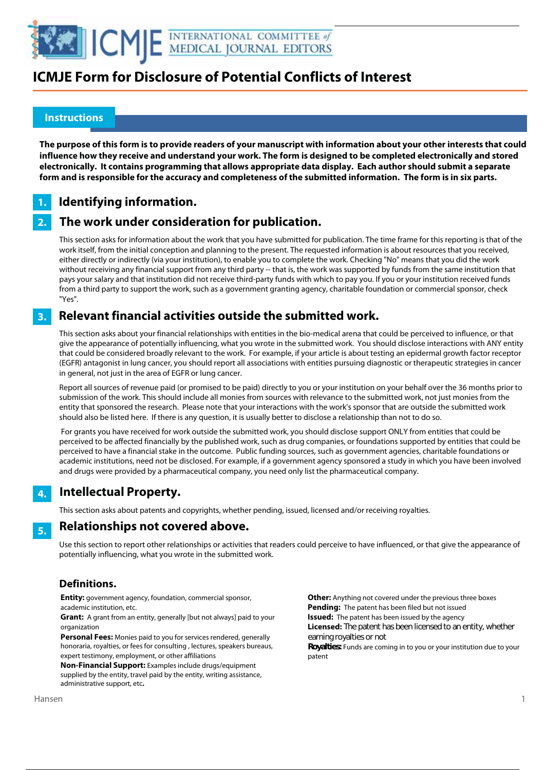# ICMJE Form for Disclosure of Potential Conflicts of Interest

## Instructions

**The purpose of this form is to provide readers of your manuscript with information about your other interests that could influence how they receive and understand your work. The form is designed to be completed electronically and stored electronically. It contains programming that allows appropriate data display. Each author should submit a separate form and is responsible for the accuracy and completeness of the submitted information. The form is in six parts.**

## 1. Identifying information.

## 2. The work under consideration for publication.

This section asks for information about the work that you have submitted for publication. The time frame for this reporting is that of the work itself, from the initial conception and planning to the present. The requested information is about resources that you received, either directly or indirectly (via your institution), to enable you to complete the work. Checking "No" means that you did the work without receiving any financial support from any third party -- that is, the work was supported by funds from the same institution that pays your salary and that institution did not receive third-party funds with which to pay you. If you or your institution received funds from a third party to support the work, such as a government granting agency, charitable foundation or commercial sponsor, check "Yes".

## 3. Relevant financial activities outside the submitted work.

This section asks about your financial relationships with entities in the bio-medical arena that could be perceived to influence, or that give the appearance of potentially influencing, what you wrote in the submitted work. You should disclose interactions with ANY entity that could be considered broadly relevant to the work. For example, if your article is about testing an epidermal growth factor receptor (EGFR) antagonist in lung cancer, you should report all associations with entities pursuing diagnostic or therapeutic strategies in cancer in general, not just in the area of EGFR or lung cancer.

Report all sources of revenue paid (or promised to be paid) directly to you or your institution on your behalf over the 36 months prior to submission of the work. This should include all monies from sources with relevance to the submitted work, not just monies from the entity that sponsored the research. Please note that your interactions with the work's sponsor that are outside the submitted work should also be listed here. If there is any question, it is usually better to disclose a relationship than not to do so.

For grants you have received for work outside the submitted work, you should disclose support ONLY from entities that could be perceived to be affected financially by the published work, such as drug companies, or foundations supported by entities that could be perceived to have a financial stake in the outcome. Public funding sources, such as government agencies, charitable foundations or academic institutions, need not be disclosed. For example, if a government agency sponsored a study in which you have been involved and drugs were provided by a pharmaceutical company, you need only list the pharmaceutical company.

## 4. Intellectual Property.

This section asks about patents and copyrights, whether pending, issued, licensed and/or receiving royalties.

## 5. Relationships not covered above.

Use this section to report other relationships or activities that readers could perceive to have influenced, or that give the appearance of potentially influencing, what you wrote in the submitted work.

### Definitions.

**Entity:** government agency, foundation, commercial sponsor, academic institution, etc.

**Grant:** A grant from an entity, generally [but not always] paid to your organization

**Personal Fees:** Monies paid to you for services rendered, generally honoraria, royalties, or fees for consulting , lectures, speakers bureaus, expert testimony, employment, or other affiliations

**Non-Financial Support:** Examples include drugs/equipment supplied by the entity, travel paid by the entity, writing assistance, administrative support, etc**.**

**Other:** Anything not covered under the previous three boxes

**Pending:** The patent has been filed but not issued

**Issued:** The patent has been issued by the agency

**Licensed:** The patent has been licensed to an entity, whether earning royalties or not

**Royalties:** Funds are coming in to you or your institution due to your patent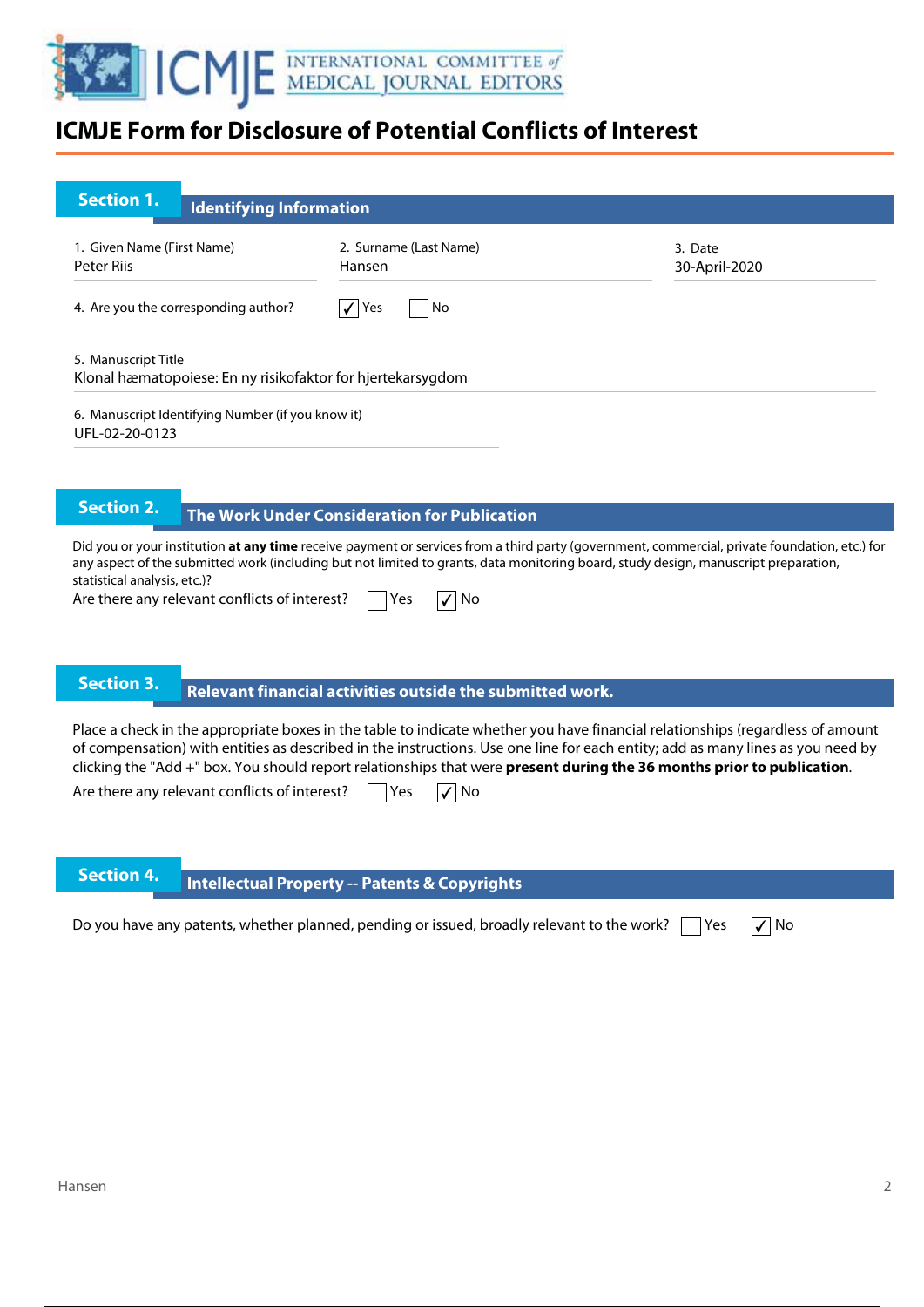# ICMJE Form for Disclosure of Potential Conflicts of Interest

## Section 1. Identifying Information

1. Given Name (First Name)
Peter Riis

2. Surname (Last Name)
Hansen

3. Date
30-April-2020

4. Are you the corresponding author? ☑ Yes ☐ No

5. Manuscript Title
Klonal hæmatopoiese: En ny risikofaktor for hjertekarsygdom

6. Manuscript Identifying Number (if you know it)
UFL-02-20-0123

## Section 2. The Work Under Consideration for Publication

Did you or your institution **at any time** receive payment or services from a third party (government, commercial, private foundation, etc.) for any aspect of the submitted work (including but not limited to grants, data monitoring board, study design, manuscript preparation, statistical analysis, etc.)?

Are there any relevant conflicts of interest? ☐ Yes ☑ No

## Section 3. Relevant financial activities outside the submitted work.

Place a check in the appropriate boxes in the table to indicate whether you have financial relationships (regardless of amount of compensation) with entities as described in the instructions. Use one line for each entity; add as many lines as you need by clicking the "Add +" box. You should report relationships that were **present during the 36 months prior to publication**.

Are there any relevant conflicts of interest? ☐ Yes ☑ No

## Section 4. Intellectual Property -- Patents & Copyrights

Do you have any patents, whether planned, pending or issued, broadly relevant to the work? ☐ Yes ☑ No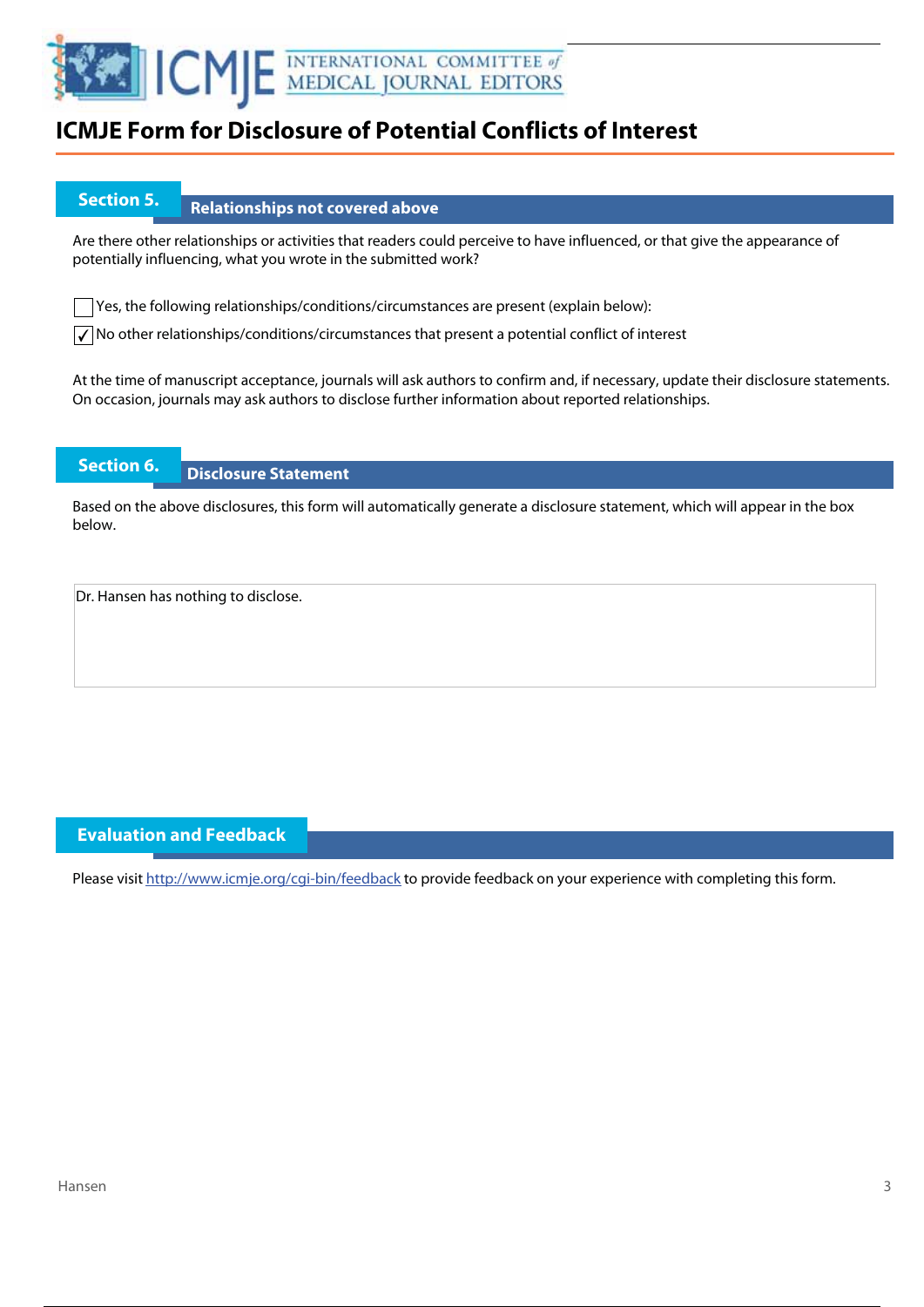# ICMJE Form for Disclosure of Potential Conflicts of Interest

## Section 5. Relationships not covered above

Are there other relationships or activities that readers could perceive to have influenced, or that give the appearance of potentially influencing, what you wrote in the submitted work?

- [ ] Yes, the following relationships/conditions/circumstances are present (explain below):
- [x] No other relationships/conditions/circumstances that present a potential conflict of interest

At the time of manuscript acceptance, journals will ask authors to confirm and, if necessary, update their disclosure statements. On occasion, journals may ask authors to disclose further information about reported relationships.

## Section 6. Disclosure Statement

Based on the above disclosures, this form will automatically generate a disclosure statement, which will appear in the box below.

Dr. Hansen has nothing to disclose.

## Evaluation and Feedback

Please visit http://www.icmje.org/cgi-bin/feedback to provide feedback on your experience with completing this form.